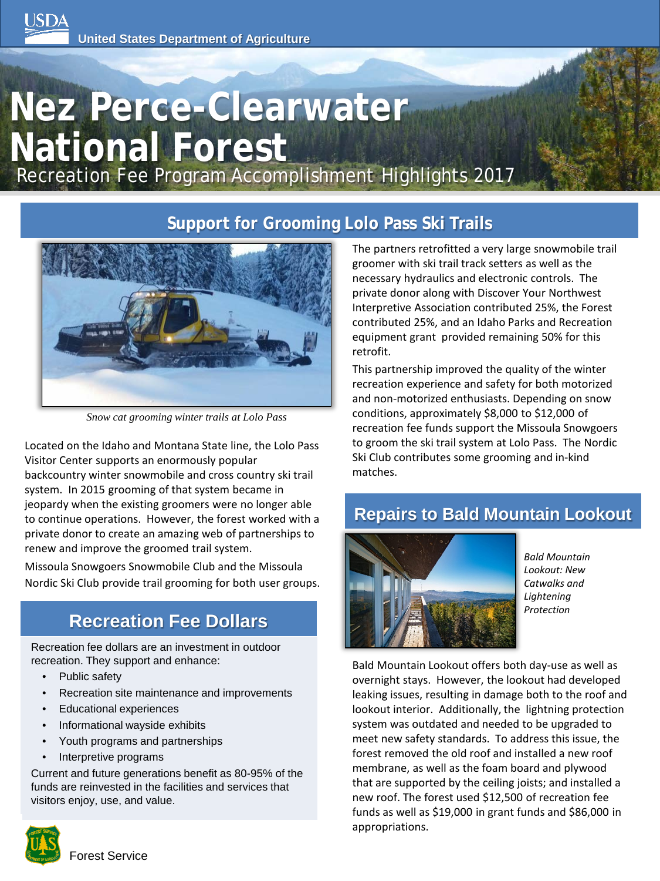USDA United States Department of Agriculture

# Nez Perce-Clearwater National Forest

Recreation Fee Program Accomplishment Highlights 2017

## Support for Grooming Lolo Pass Ski Trails

*Snow cat grooming winter trails at Lolo Pass*

Located on the Idaho and Montana State line, the Lolo Pass Visitor Center supports an enormously popular backcountry winter snowmobile and cross country ski trail system. In 2015 grooming of that system became in jeopardy when the existing groomers were no longer able to continue operations. However, the forest worked with a private donor to create an amazing web of partnerships to renew and improve the groomed trail system.

Missoula Snowgoers Snowmobile Club and the Missoula Nordic Ski Club provide trail grooming for both user groups.

The partners retrofitted a very large snowmobile trail groomer with ski trail track setters as well as the necessary hydraulics and electronic controls. The private donor along with Discover Your Northwest Interpretive Association contributed 25%, the Forest contributed 25%, and an Idaho Parks and Recreation equipment grant provided remaining 50% for this retrofit.

This partnership improved the quality of the winter recreation experience and safety for both motorized and non-motorized enthusiasts. Depending on snow conditions, approximately $8,000 to $12,000 of recreation fee funds support the Missoula Snowgoers to groom the ski trail system at Lolo Pass. The Nordic Ski Club contributes some grooming and in-kind matches.

## Recreation Fee Dollars

Recreation fee dollars are an investment in outdoor recreation. They support and enhance:

- Public safety
- Recreation site maintenance and improvements
- Educational experiences
- Informational wayside exhibits
- Youth programs and partnerships
- Interpretive programs

Current and future generations benefit as 80-95% of the funds are reinvested in the facilities and services that visitors enjoy, use, and value.

## Repairs to Bald Mountain Lookout

*Bald Mountain Lookout: New Catwalks and Lightening Protection*

Bald Mountain Lookout offers both day-use as well as overnight stays. However, the lookout had developed leaking issues, resulting in damage both to the roof and lookout interior. Additionally, the lightning protection system was outdated and needed to be upgraded to meet new safety standards. To address this issue, the forest removed the old roof and installed a new roof membrane, as well as the foam board and plywood that are supported by the ceiling joists; and installed a new roof. The forest used $12,500 of recreation fee funds as well as $19,000 in grant funds and $86,000 in appropriations.

Forest Service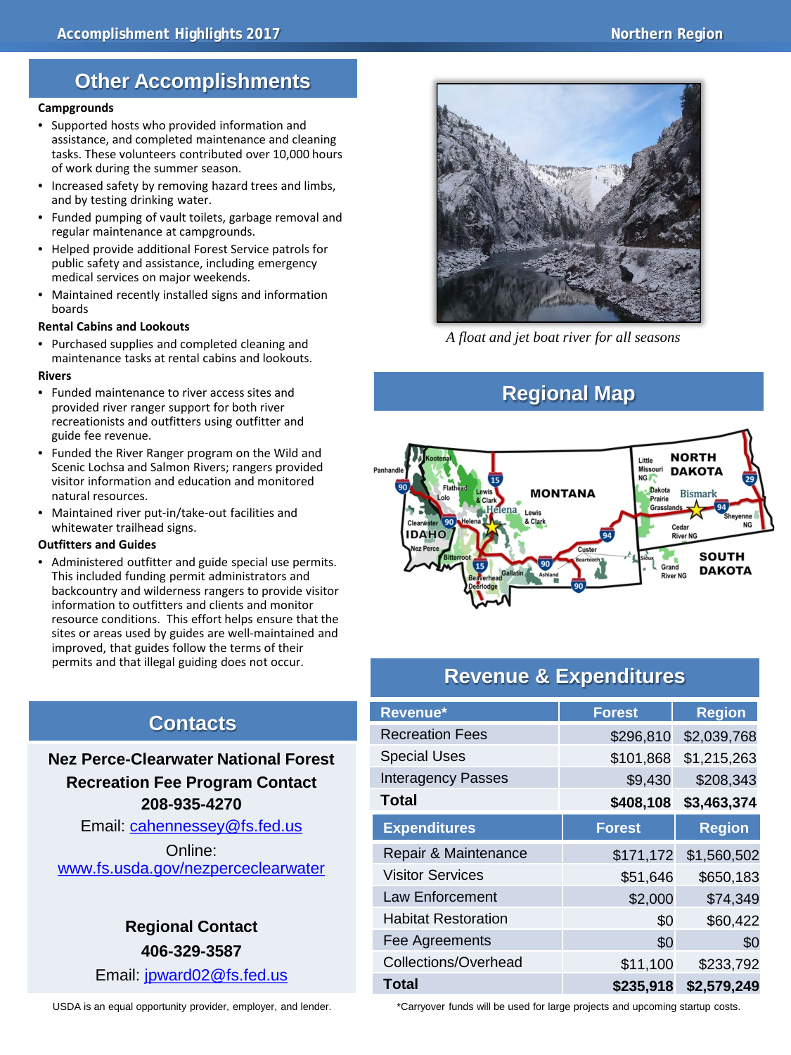## Other Accomplishments

**Campgrounds**

- Supported hosts who provided information and assistance, and completed maintenance and cleaning tasks. These volunteers contributed over 10,000 hours of work during the summer season.
- Increased safety by removing hazard trees and limbs, and by testing drinking water.
- Funded pumping of vault toilets, garbage removal and regular maintenance at campgrounds.
- Helped provide additional Forest Service patrols for public safety and assistance, including emergency medical services on major weekends.
- Maintained recently installed signs and information boards

**Rental Cabins and Lookouts**

- Purchased supplies and completed cleaning and maintenance tasks at rental cabins and lookouts.

**Rivers**

- Funded maintenance to river access sites and provided river ranger support for both river recreationists and outfitters using outfitter and guide fee revenue.
- Funded the River Ranger program on the Wild and Scenic Lochsa and Salmon Rivers; rangers provided visitor information and education and monitored natural resources.
- Maintained river put-in/take-out facilities and whitewater trailhead signs.

**Outfitters and Guides**

- Administered outfitter and guide special use permits. This included funding permit administrators and backcountry and wilderness rangers to provide visitor information to outfitters and clients and monitor resource conditions. This effort helps ensure that the sites or areas used by guides are well-maintained and improved, that guides follow the terms of their permits and that illegal guiding does not occur.

## Contacts

**Nez Perce-Clearwater National Forest**
**Recreation Fee Program Contact**
**208-935-4270**

Email: cahennessey@fs.fed.us

Online:
www.fs.usda.gov/nezperceclearwater

**Regional Contact**
**406-329-3587**

Email: jpward02@fs.fed.us

USDA is an equal opportunity provider, employer, and lender.

*A float and jet boat river for all seasons*

## Regional Map

NORTH DAKOTA
MONTANA
IDAHO
SOUTH DAKOTA
Panhandle
Kootenai
Flathead
Lolo
Lewis & Clark
Helena
Clearwater
Nez Perce
Bitterroot
Beaverhead Deerlodge
Gallatin
Custer
Beartooth
Ashland
Sioux
Little Missouri NG
Dakota Prairie Grasslands
Bismark
Sheyenne NG
Cedar River NG
Grand River NG
90
15
94
29

## Revenue & Expenditures

| Revenue* | Forest | Region |
|---|---|---|
| Recreation Fees | $296,810 | $2,039,768 |
| Special Uses | $101,868 | $1,215,263 |
| Interagency Passes | $9,430 | $208,343 |
| **Total** | **$408,108** | **$3,463,374** |

| Expenditures | Forest | Region |
|---|---|---|
| Repair & Maintenance | $171,172 | $1,560,502 |
| Visitor Services | $51,646 | $650,183 |
| Law Enforcement | $2,000 | $74,349 |
| Habitat Restoration | $0 | $60,422 |
| Fee Agreements | $0 | $0 |
| Collections/Overhead | $11,100 | $233,792 |
| **Total** | **$235,918** | **$2,579,249** |

*Carryover funds will be used for large projects and upcoming startup costs.